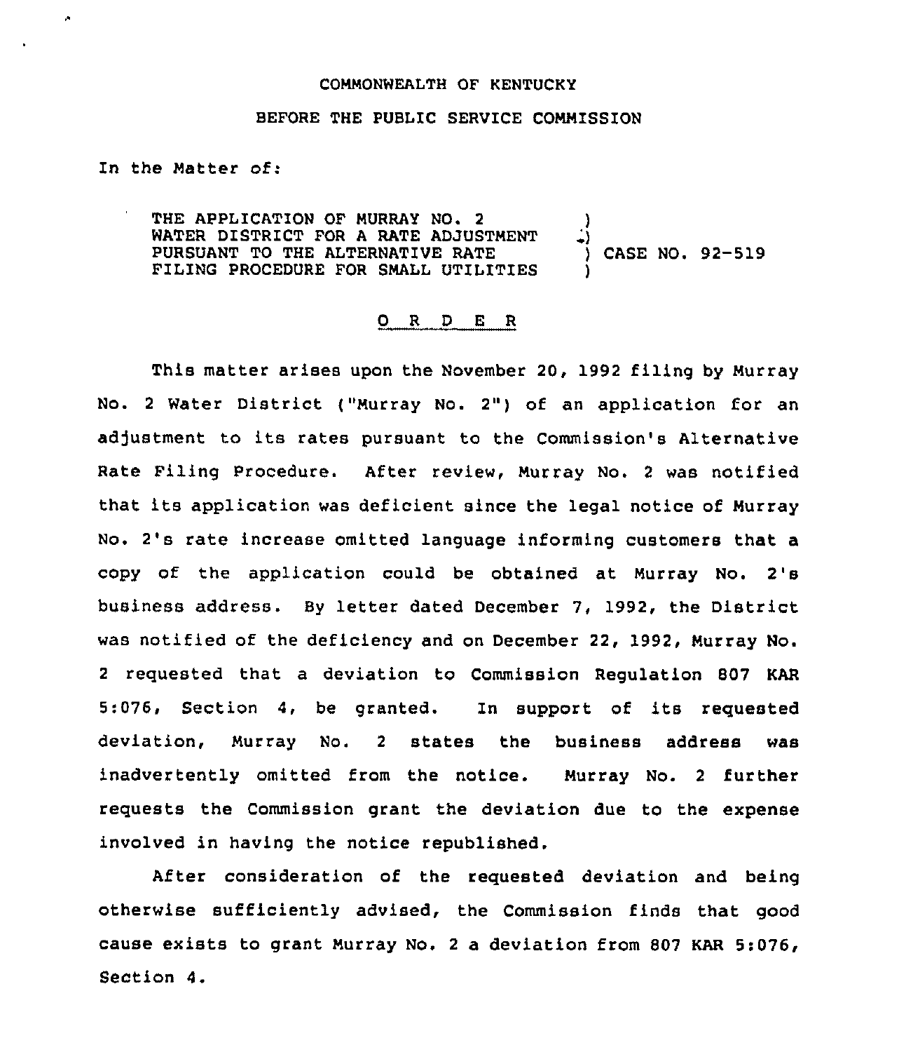COMMONWEALTH OF KENTUCKY

BEFORE THE PUBLIC SERVICE COMMISSION

In the Matter of:

| | | |
|---|---|---|
| THE APPLICATION OF MURRAY NO. 2 WATER DISTRICT FOR A RATE ADJUSTMENT PURSUANT TO THE ALTERNATIVE RATE FILING PROCEDURE FOR SMALL UTILITIES | ) | CASE NO. 92-519 |

## O R D E R

This matter arises upon the November 20, 1992 filing by Murray No. 2 Water District ("Murray No. 2") of an application for an adjustment to its rates pursuant to the Commission's Alternative Rate Filing Procedure. After review, Murray No. 2 was notified that its application was deficient since the legal notice of Murray No. 2's rate increase omitted language informing customers that a copy of the application could be obtained at Murray No. 2's business address. By letter dated December 7, 1992, the District was notified of the deficiency and on December 22, 1992, Murray No. 2 requested that a deviation to Commission Regulation 807 KAR 5:076, Section 4, be granted. In support of its requested deviation, Murray No. 2 states the business address was inadvertently omitted from the notice. Murray No. 2 further requests the Commission grant the deviation due to the expense involved in having the notice republished.

After consideration of the requested deviation and being otherwise sufficiently advised, the Commission finds that good cause exists to grant Murray No. 2 a deviation from 807 KAR 5:076, Section 4.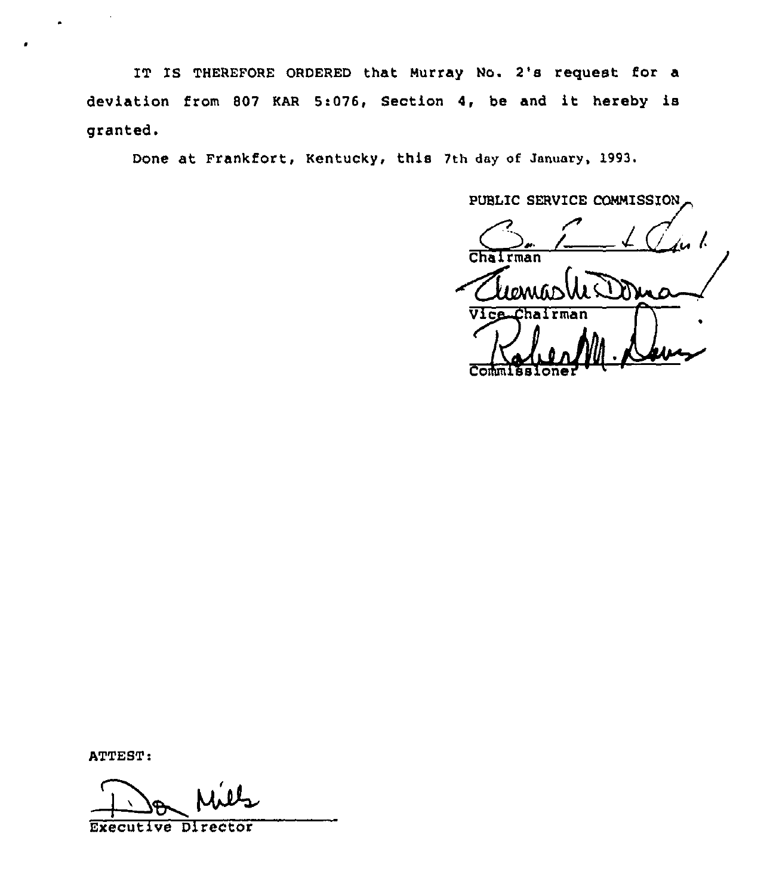IT IS THEREFORE ORDERED that Murray No. 2's request for a deviation from 807 KAR 5:076, Section 4, be and it hereby is granted.

Done at Frankfort, Kentucky, this 7th day of January, 1993.

PUBLIC SERVICE COMMISSION

Chairman

Vice Chairman

Commissioner

ATTEST:

Executive Director